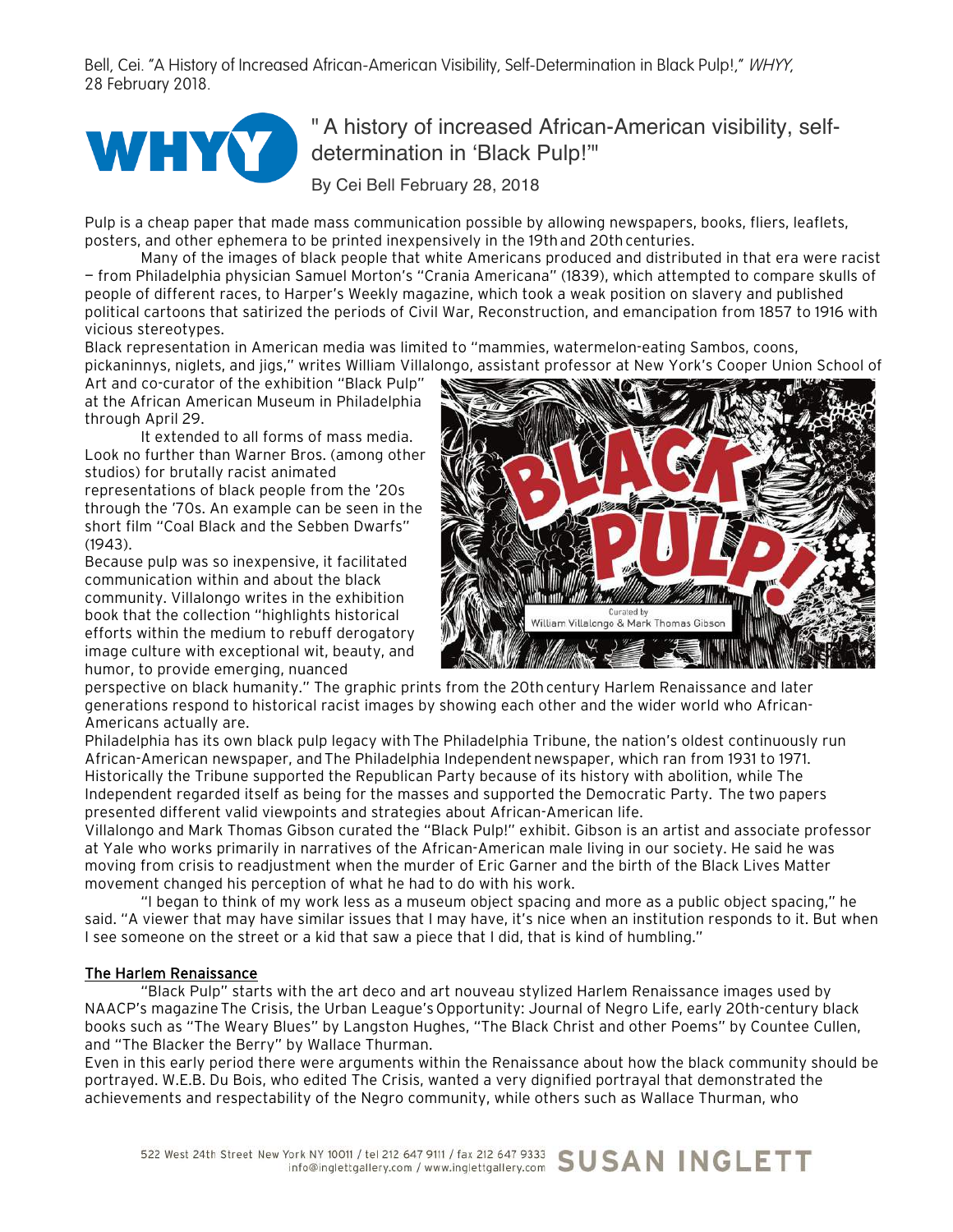Bell, Cei. "A History of Increased African-American Visibility, Self-Determination in Black Pulp!," *WHYY,* 28 February 2018.

# " A history of increased African-American visibility, self-determination in 'Black Pulp!'"

By Cei Bell February 28, 2018

Pulp is a cheap paper that made mass communication possible by allowing newspapers, books, fliers, leaflets, posters, and other ephemera to be printed inexpensively in the 19th and 20th centuries.

Many of the images of black people that white Americans produced and distributed in that era were racist — from Philadelphia physician Samuel Morton's "Crania Americana" (1839), which attempted to compare skulls of people of different races, to Harper's Weekly magazine, which took a weak position on slavery and published political cartoons that satirized the periods of Civil War, Reconstruction, and emancipation from 1857 to 1916 with vicious stereotypes.

Black representation in American media was limited to "mammies, watermelon-eating Sambos, coons, pickaninnys, niglets, and jigs," writes William Villalongo, assistant professor at New York's Cooper Union School of Art and co-curator of the exhibition "Black Pulp" at the African American Museum in Philadelphia through April 29.

It extended to all forms of mass media. Look no further than Warner Bros. (among other studios) for brutally racist animated representations of black people from the '20s through the '70s. An example can be seen in the short film "Coal Black and the Sebben Dwarfs" (1943).

Because pulp was so inexpensive, it facilitated communication within and about the black community. Villalongo writes in the exhibition book that the collection "highlights historical efforts within the medium to rebuff derogatory image culture with exceptional wit, beauty, and humor, to provide emerging, nuanced perspective on black humanity." The graphic prints from the 20th century Harlem Renaissance and later generations respond to historical racist images by showing each other and the wider world who African-Americans actually are.

Philadelphia has its own black pulp legacy with The Philadelphia Tribune, the nation's oldest continuously run African-American newspaper, and The Philadelphia Independent newspaper, which ran from 1931 to 1971. Historically the Tribune supported the Republican Party because of its history with abolition, while The Independent regarded itself as being for the masses and supported the Democratic Party. The two papers presented different valid viewpoints and strategies about African-American life.

Villalongo and Mark Thomas Gibson curated the "Black Pulp!" exhibit. Gibson is an artist and associate professor at Yale who works primarily in narratives of the African-American male living in our society. He said he was moving from crisis to readjustment when the murder of Eric Garner and the birth of the Black Lives Matter movement changed his perception of what he had to do with his work.

"I began to think of my work less as a museum object spacing and more as a public object spacing," he said. "A viewer that may have similar issues that I may have, it's nice when an institution responds to it. But when I see someone on the street or a kid that saw a piece that I did, that is kind of humbling."

## The Harlem Renaissance

"Black Pulp" starts with the art deco and art nouveau stylized Harlem Renaissance images used by NAACP's magazine The Crisis, the Urban League's Opportunity: Journal of Negro Life, early 20th-century black books such as "The Weary Blues" by Langston Hughes, "The Black Christ and other Poems" by Countee Cullen, and "The Blacker the Berry" by Wallace Thurman.

Even in this early period there were arguments within the Renaissance about how the black community should be portrayed. W.E.B. Du Bois, who edited The Crisis, wanted a very dignified portrayal that demonstrated the achievements and respectability of the Negro community, while others such as Wallace Thurman, who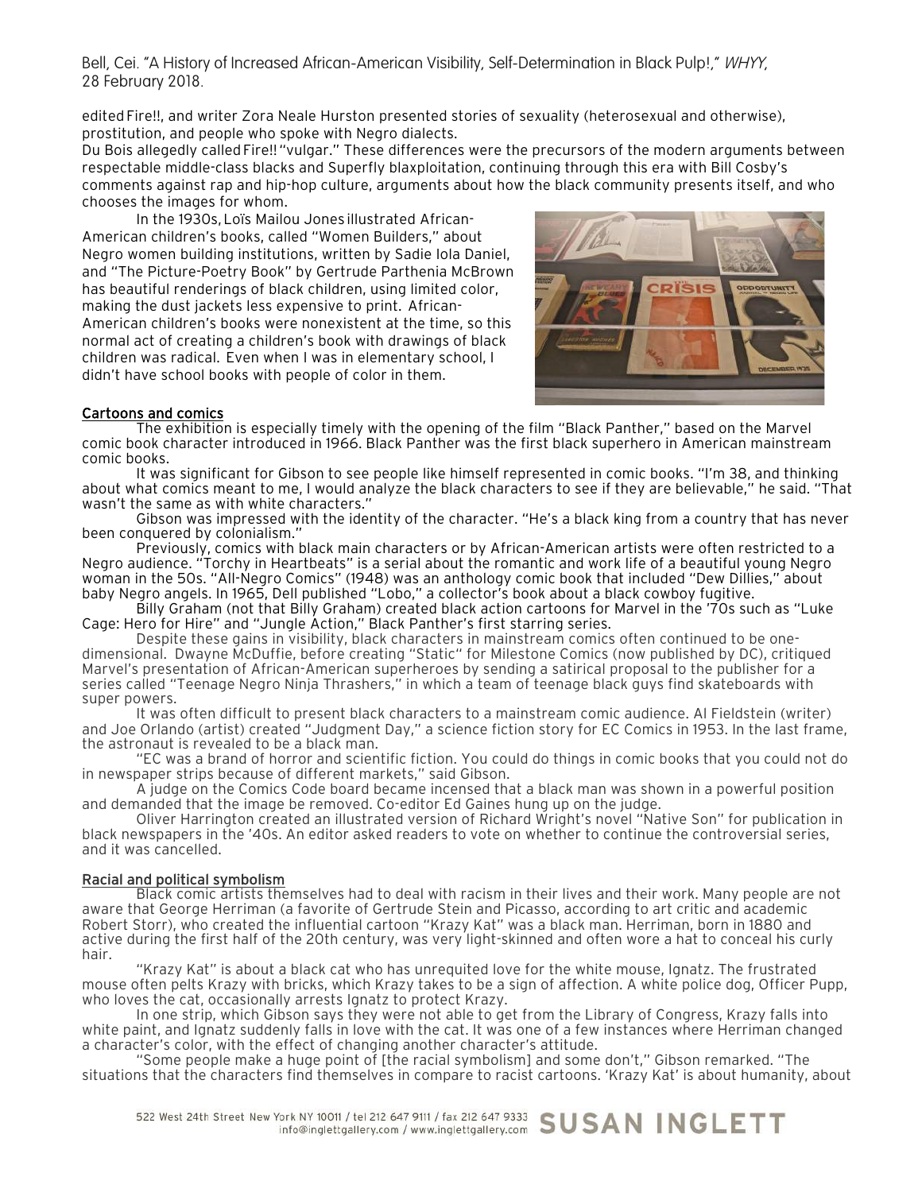edited Fire!!, and writer Zora Neale Hurston presented stories of sexuality (heterosexual and otherwise), prostitution, and people who spoke with Negro dialects.

Du Bois allegedly called Fire!! "vulgar." These differences were the precursors of the modern arguments between respectable middle-class blacks and Superfly blaxploitation, continuing through this era with Bill Cosby's comments against rap and hip-hop culture, arguments about how the black community presents itself, and who chooses the images for whom.

In the 1930s, Loïs Mailou Jones illustrated African-American children's books, called "Women Builders," about Negro women building institutions, written by Sadie Iola Daniel, and "The Picture-Poetry Book" by Gertrude Parthenia McBrown has beautiful renderings of black children, using limited color, making the dust jackets less expensive to print. African-American children's books were nonexistent at the time, so this normal act of creating a children's book with drawings of black children was radical. Even when I was in elementary school, I didn't have school books with people of color in them.

## Cartoons and comics

The exhibition is especially timely with the opening of the film "Black Panther," based on the Marvel comic book character introduced in 1966. Black Panther was the first black superhero in American mainstream comic books.

It was significant for Gibson to see people like himself represented in comic books. "I'm 38, and thinking about what comics meant to me, I would analyze the black characters to see if they are believable," he said. "That wasn't the same as with white characters."

Gibson was impressed with the identity of the character. "He's a black king from a country that has never been conquered by colonialism."

Previously, comics with black main characters or by African-American artists were often restricted to a Negro audience. "Torchy in Heartbeats" is a serial about the romantic and work life of a beautiful young Negro woman in the 50s. "All-Negro Comics" (1948) was an anthology comic book that included "Dew Dillies," about baby Negro angels. In 1965, Dell published "Lobo," a collector's book about a black cowboy fugitive.

Billy Graham (not that Billy Graham) created black action cartoons for Marvel in the '70s such as "Luke Cage: Hero for Hire" and "Jungle Action," Black Panther's first starring series.

Despite these gains in visibility, black characters in mainstream comics often continued to be one-dimensional. Dwayne McDuffie, before creating "Static" for Milestone Comics (now published by DC), critiqued Marvel's presentation of African-American superheroes by sending a satirical proposal to the publisher for a series called "Teenage Negro Ninja Thrashers," in which a team of teenage black guys find skateboards with super powers.

It was often difficult to present black characters to a mainstream comic audience. Al Fieldstein (writer) and Joe Orlando (artist) created "Judgment Day," a science fiction story for EC Comics in 1953. In the last frame, the astronaut is revealed to be a black man.

"EC was a brand of horror and scientific fiction. You could do things in comic books that you could not do in newspaper strips because of different markets," said Gibson.

A judge on the Comics Code board became incensed that a black man was shown in a powerful position and demanded that the image be removed. Co-editor Ed Gaines hung up on the judge.

Oliver Harrington created an illustrated version of Richard Wright's novel "Native Son" for publication in black newspapers in the '40s. An editor asked readers to vote on whether to continue the controversial series, and it was cancelled.

## Racial and political symbolism

Black comic artists themselves had to deal with racism in their lives and their work. Many people are not aware that George Herriman (a favorite of Gertrude Stein and Picasso, according to art critic and academic Robert Storr), who created the influential cartoon "Krazy Kat" was a black man. Herriman, born in 1880 and active during the first half of the 20th century, was very light-skinned and often wore a hat to conceal his curly hair.

"Krazy Kat" is about a black cat who has unrequited love for the white mouse, Ignatz. The frustrated mouse often pelts Krazy with bricks, which Krazy takes to be a sign of affection. A white police dog, Officer Pupp, who loves the cat, occasionally arrests Ignatz to protect Krazy.

In one strip, which Gibson says they were not able to get from the Library of Congress, Krazy falls into white paint, and Ignatz suddenly falls in love with the cat. It was one of a few instances where Herriman changed a character's color, with the effect of changing another character's attitude.

"Some people make a huge point of [the racial symbolism] and some don't," Gibson remarked. "The situations that the characters find themselves in compare to racist cartoons. 'Krazy Kat' is about humanity, about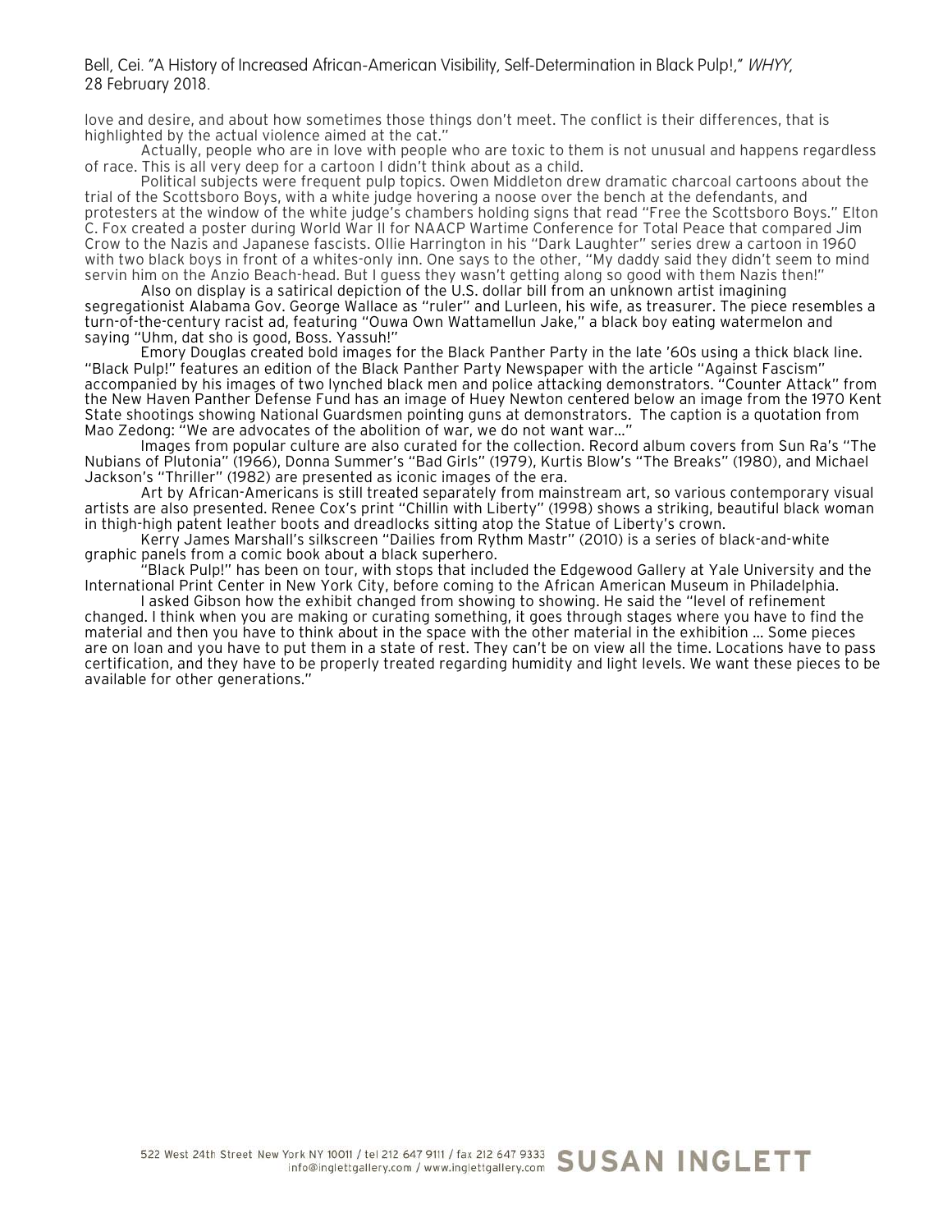love and desire, and about how sometimes those things don't meet. The conflict is their differences, that is highlighted by the actual violence aimed at the cat."

Actually, people who are in love with people who are toxic to them is not unusual and happens regardless of race. This is all very deep for a cartoon I didn't think about as a child.

Political subjects were frequent pulp topics. Owen Middleton drew dramatic charcoal cartoons about the trial of the Scottsboro Boys, with a white judge hovering a noose over the bench at the defendants, and protesters at the window of the white judge's chambers holding signs that read "Free the Scottsboro Boys." Elton C. Fox created a poster during World War II for NAACP Wartime Conference for Total Peace that compared Jim Crow to the Nazis and Japanese fascists. Ollie Harrington in his "Dark Laughter" series drew a cartoon in 1960 with two black boys in front of a whites-only inn. One says to the other, "My daddy said they didn't seem to mind servin him on the Anzio Beach-head. But I guess they wasn't getting along so good with them Nazis then!"

Also on display is a satirical depiction of the U.S. dollar bill from an unknown artist imagining segregationist Alabama Gov. George Wallace as "ruler" and Lurleen, his wife, as treasurer. The piece resembles a turn-of-the-century racist ad, featuring "Ouwa Own Wattamellun Jake," a black boy eating watermelon and saying "Uhm, dat sho is good, Boss. Yassuh!"

Emory Douglas created bold images for the Black Panther Party in the late '60s using a thick black line. "Black Pulp!" features an edition of the Black Panther Party Newspaper with the article "Against Fascism" accompanied by his images of two lynched black men and police attacking demonstrators. "Counter Attack" from the New Haven Panther Defense Fund has an image of Huey Newton centered below an image from the 1970 Kent State shootings showing National Guardsmen pointing guns at demonstrators. The caption is a quotation from Mao Zedong: "We are advocates of the abolition of war, we do not want war…"

Images from popular culture are also curated for the collection. Record album covers from Sun Ra's "The Nubians of Plutonia" (1966), Donna Summer's "Bad Girls" (1979), Kurtis Blow's "The Breaks" (1980), and Michael Jackson's "Thriller" (1982) are presented as iconic images of the era.

Art by African-Americans is still treated separately from mainstream art, so various contemporary visual artists are also presented. Renee Cox's print "Chillin with Liberty" (1998) shows a striking, beautiful black woman in thigh-high patent leather boots and dreadlocks sitting atop the Statue of Liberty's crown.

Kerry James Marshall's silkscreen "Dailies from Rythm Mastr" (2010) is a series of black-and-white graphic panels from a comic book about a black superhero.

"Black Pulp!" has been on tour, with stops that included the Edgewood Gallery at Yale University and the International Print Center in New York City, before coming to the African American Museum in Philadelphia.

I asked Gibson how the exhibit changed from showing to showing. He said the "level of refinement changed. I think when you are making or curating something, it goes through stages where you have to find the material and then you have to think about in the space with the other material in the exhibition … Some pieces are on loan and you have to put them in a state of rest. They can't be on view all the time. Locations have to pass certification, and they have to be properly treated regarding humidity and light levels. We want these pieces to be available for other generations."